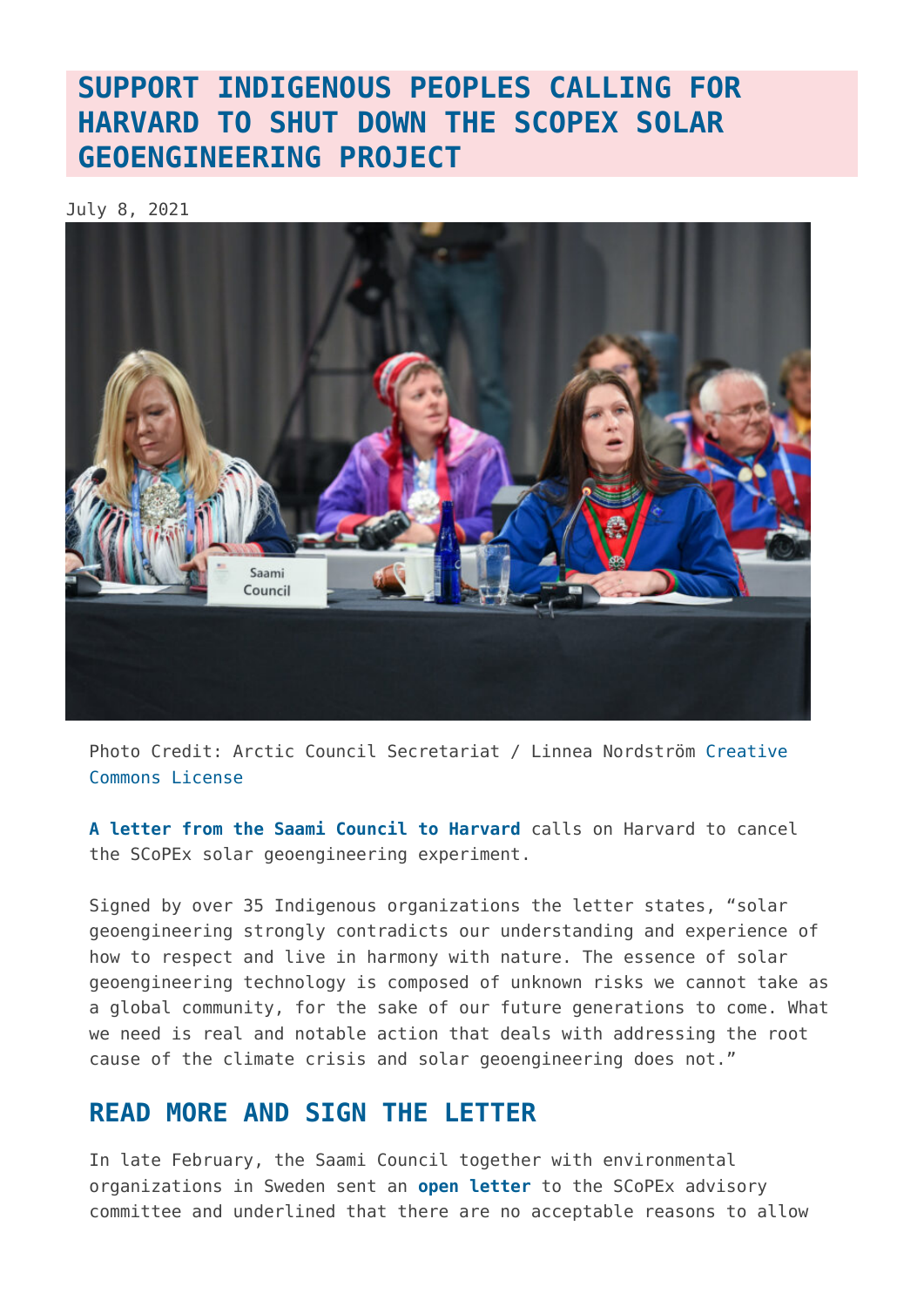# SUPPORT INDIGENOUS PEOPLES CALLING FOR HARVARD TO SHUT DOWN THE SCOPEX SOLAR GEOENGINEERING PROJECT

July 8, 2021

Photo Credit: Arctic Council Secretariat / Linnea Nordström Creative Commons License

**A letter from the Saami Council to Harvard** calls on Harvard to cancel the SCoPEx solar geoengineering experiment.

Signed by over 35 Indigenous organizations the letter states, "solar geoengineering strongly contradicts our understanding and experience of how to respect and live in harmony with nature. The essence of solar geoengineering technology is composed of unknown risks we cannot take as a global community, for the sake of our future generations to come. What we need is real and notable action that deals with addressing the root cause of the climate crisis and solar geoengineering does not."

## READ MORE AND SIGN THE LETTER

In late February, the Saami Council together with environmental organizations in Sweden sent an **open letter** to the SCoPEx advisory committee and underlined that there are no acceptable reasons to allow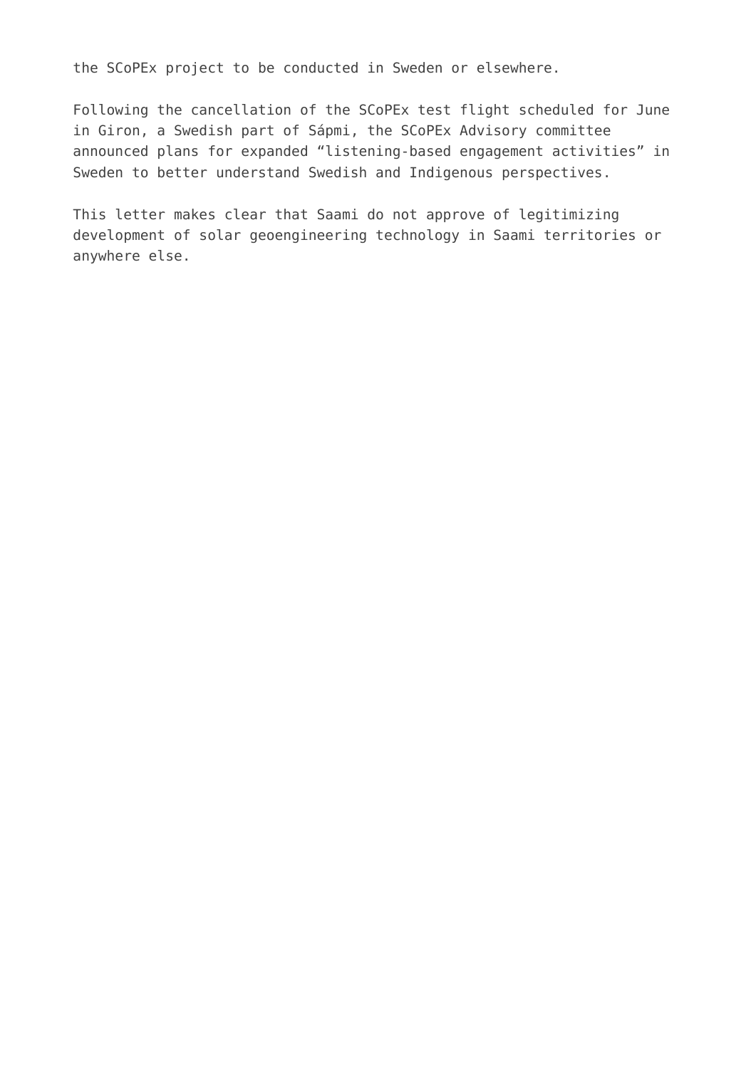the SCoPEx project to be conducted in Sweden or elsewhere.

Following the cancellation of the SCoPEx test flight scheduled for June in Giron, a Swedish part of Sápmi, the SCoPEx Advisory committee announced plans for expanded "listening-based engagement activities" in Sweden to better understand Swedish and Indigenous perspectives.

This letter makes clear that Saami do not approve of legitimizing development of solar geoengineering technology in Saami territories or anywhere else.